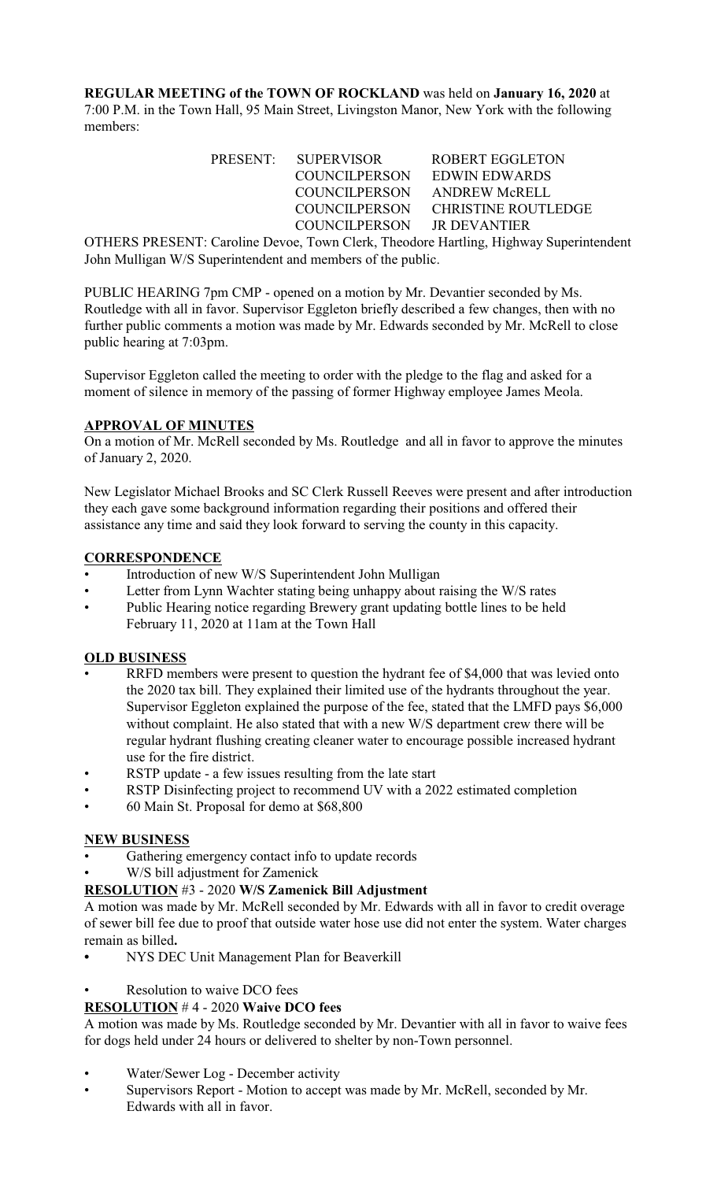**REGULAR MEETING of the TOWN OF ROCKLAND** was held on **January 16, 2020** at 7:00 P.M. in the Town Hall, 95 Main Street, Livingston Manor, New York with the following members:

| PRESENT: | SUPERVISOR | ROBERT EGGLETON |
|---|---|---|
| | COUNCILPERSON | EDWIN EDWARDS |
| | COUNCILPERSON | ANDREW McRELL |
| | COUNCILPERSON | CHRISTINE ROUTLEDGE |
| | COUNCILPERSON | JR DEVANTIER |

OTHERS PRESENT: Caroline Devoe, Town Clerk, Theodore Hartling, Highway Superintendent John Mulligan W/S Superintendent and members of the public.

PUBLIC HEARING 7pm CMP - opened on a motion by Mr. Devantier seconded by Ms. Routledge with all in favor. Supervisor Eggleton briefly described a few changes, then with no further public comments a motion was made by Mr. Edwards seconded by Mr. McRell to close public hearing at 7:03pm.

Supervisor Eggleton called the meeting to order with the pledge to the flag and asked for a moment of silence in memory of the passing of former Highway employee James Meola.

## APPROVAL OF MINUTES

On a motion of Mr. McRell seconded by Ms. Routledge and all in favor to approve the minutes of January 2, 2020.

New Legislator Michael Brooks and SC Clerk Russell Reeves were present and after introduction they each gave some background information regarding their positions and offered their assistance any time and said they look forward to serving the county in this capacity.

## CORRESPONDENCE

- Introduction of new W/S Superintendent John Mulligan
- Letter from Lynn Wachter stating being unhappy about raising the W/S rates
- Public Hearing notice regarding Brewery grant updating bottle lines to be held February 11, 2020 at 11am at the Town Hall

## OLD BUSINESS

- RRFD members were present to question the hydrant fee of $4,000 that was levied onto the 2020 tax bill. They explained their limited use of the hydrants throughout the year. Supervisor Eggleton explained the purpose of the fee, stated that the LMFD pays $6,000 without complaint. He also stated that with a new W/S department crew there will be regular hydrant flushing creating cleaner water to encourage possible increased hydrant use for the fire district.
- RSTP update - a few issues resulting from the late start
- RSTP Disinfecting project to recommend UV with a 2022 estimated completion
- 60 Main St. Proposal for demo at $68,800

## NEW BUSINESS

- Gathering emergency contact info to update records
- W/S bill adjustment for Zamenick

**RESOLUTION #3 - 2020 W/S Zamenick Bill Adjustment**

A motion was made by Mr. McRell seconded by Mr. Edwards with all in favor to credit overage of sewer bill fee due to proof that outside water hose use did not enter the system. Water charges remain as billed**.**

- NYS DEC Unit Management Plan for Beaverkill
- Resolution to waive DCO fees

**RESOLUTION # 4 - 2020 Waive DCO fees**

A motion was made by Ms. Routledge seconded by Mr. Devantier with all in favor to waive fees for dogs held under 24 hours or delivered to shelter by non-Town personnel.

- Water/Sewer Log - December activity
- Supervisors Report - Motion to accept was made by Mr. McRell, seconded by Mr. Edwards with all in favor.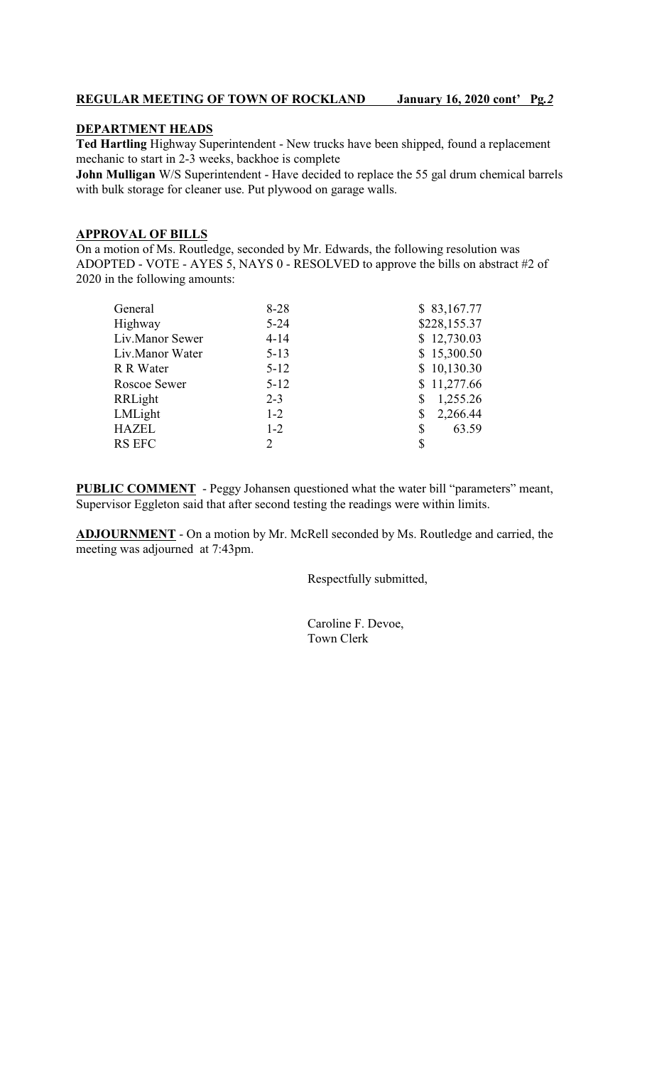**REGULAR MEETING OF TOWN OF ROCKLAND January 16, 2020 cont' Pg.** ***2***

## DEPARTMENT HEADS

**Ted Hartling** Highway Superintendent - New trucks have been shipped, found a replacement mechanic to start in 2-3 weeks, backhoe is complete

**John Mulligan** W/S Superintendent - Have decided to replace the 55 gal drum chemical barrels with bulk storage for cleaner use. Put plywood on garage walls.

## APPROVAL OF BILLS

On a motion of Ms. Routledge, seconded by Mr. Edwards, the following resolution was ADOPTED - VOTE - AYES 5, NAYS 0 - RESOLVED to approve the bills on abstract #2 of 2020 in the following amounts:

| | | |
|---|---|---|
| General | 8-28 | $ 83,167.77 |
| Highway | 5-24 | $228,155.37 |
| Liv.Manor Sewer | 4-14 | $ 12,730.03 |
| Liv.Manor Water | 5-13 | $ 15,300.50 |
| R R Water | 5-12 | $ 10,130.30 |
| Roscoe Sewer | 5-12 | $ 11,277.66 |
| RRLight | 2-3 | $ 1,255.26 |
| LMLight | 1-2 | $ 2,266.44 |
| HAZEL | 1-2 | $ 63.59 |
| RS EFC | 2 | $ |

**PUBLIC COMMENT** - Peggy Johansen questioned what the water bill "parameters" meant, Supervisor Eggleton said that after second testing the readings were within limits.

**ADJOURNMENT** - On a motion by Mr. McRell seconded by Ms. Routledge and carried, the meeting was adjourned at 7:43pm.

Respectfully submitted,

Caroline F. Devoe,
Town Clerk